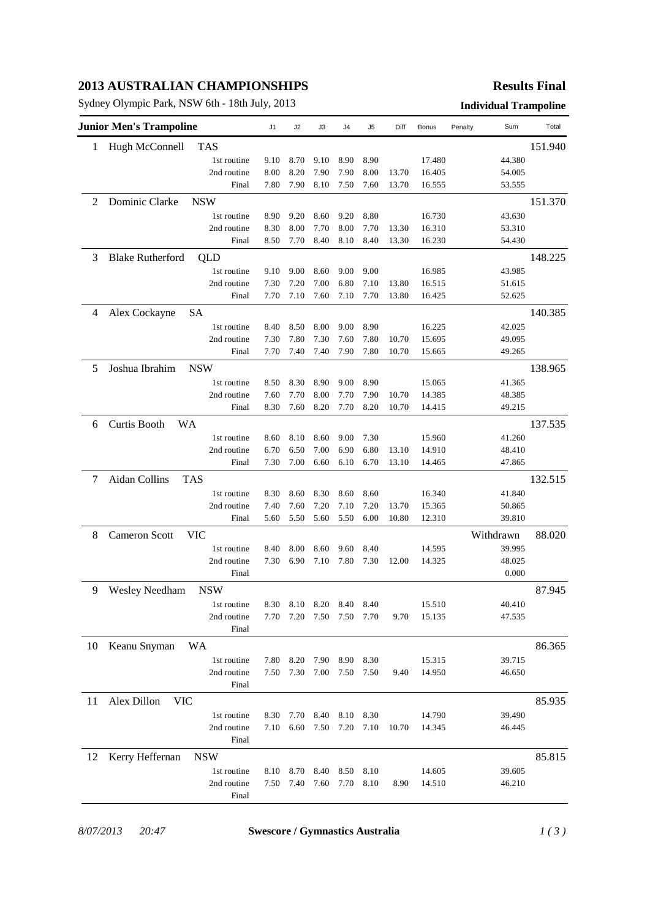# 2013 AUSTRALIAN CHAMPIONSHIPS

**Results Final**

Sydney Olympic Park, NSW 6th - 18th July, 2013

**Individual Trampoline**

| Junior Men's Trampoline | | J1 | J2 | J3 | J4 | J5 | Diff | Bonus | Penalty | Sum | Total |
|---|---|---|---|---|---|---|---|---|---|---|---|
| 1 | Hugh McConnell TAS | | | | | | | | | | 151.940 |
| | 1st routine | 9.10 | 8.70 | 9.10 | 8.90 | 8.90 | | 17.480 | | 44.380 | |
| | 2nd routine | 8.00 | 8.20 | 7.90 | 7.90 | 8.00 | 13.70 | 16.405 | | 54.005 | |
| | Final | 7.80 | 7.90 | 8.10 | 7.50 | 7.60 | 13.70 | 16.555 | | 53.555 | |
| 2 | Dominic Clarke NSW | | | | | | | | | | 151.370 |
| | 1st routine | 8.90 | 9.20 | 8.60 | 9.20 | 8.80 | | 16.730 | | 43.630 | |
| | 2nd routine | 8.30 | 8.00 | 7.70 | 8.00 | 7.70 | 13.30 | 16.310 | | 53.310 | |
| | Final | 8.50 | 7.70 | 8.40 | 8.10 | 8.40 | 13.30 | 16.230 | | 54.430 | |
| 3 | Blake Rutherford QLD | | | | | | | | | | 148.225 |
| | 1st routine | 9.10 | 9.00 | 8.60 | 9.00 | 9.00 | | 16.985 | | 43.985 | |
| | 2nd routine | 7.30 | 7.20 | 7.00 | 6.80 | 7.10 | 13.80 | 16.515 | | 51.615 | |
| | Final | 7.70 | 7.10 | 7.60 | 7.10 | 7.70 | 13.80 | 16.425 | | 52.625 | |
| 4 | Alex Cockayne SA | | | | | | | | | | 140.385 |
| | 1st routine | 8.40 | 8.50 | 8.00 | 9.00 | 8.90 | | 16.225 | | 42.025 | |
| | 2nd routine | 7.30 | 7.80 | 7.30 | 7.60 | 7.80 | 10.70 | 15.695 | | 49.095 | |
| | Final | 7.70 | 7.40 | 7.40 | 7.90 | 7.80 | 10.70 | 15.665 | | 49.265 | |
| 5 | Joshua Ibrahim NSW | | | | | | | | | | 138.965 |
| | 1st routine | 8.50 | 8.30 | 8.90 | 9.00 | 8.90 | | 15.065 | | 41.365 | |
| | 2nd routine | 7.60 | 7.70 | 8.00 | 7.70 | 7.90 | 10.70 | 14.385 | | 48.385 | |
| | Final | 8.30 | 7.60 | 8.20 | 7.70 | 8.20 | 10.70 | 14.415 | | 49.215 | |
| 6 | Curtis Booth WA | | | | | | | | | | 137.535 |
| | 1st routine | 8.60 | 8.10 | 8.60 | 9.00 | 7.30 | | 15.960 | | 41.260 | |
| | 2nd routine | 6.70 | 6.50 | 7.00 | 6.90 | 6.80 | 13.10 | 14.910 | | 48.410 | |
| | Final | 7.30 | 7.00 | 6.60 | 6.10 | 6.70 | 13.10 | 14.465 | | 47.865 | |
| 7 | Aidan Collins TAS | | | | | | | | | | 132.515 |
| | 1st routine | 8.30 | 8.60 | 8.30 | 8.60 | 8.60 | | 16.340 | | 41.840 | |
| | 2nd routine | 7.40 | 7.60 | 7.20 | 7.10 | 7.20 | 13.70 | 15.365 | | 50.865 | |
| | Final | 5.60 | 5.50 | 5.60 | 5.50 | 6.00 | 10.80 | 12.310 | | 39.810 | |
| 8 | Cameron Scott VIC | | | | | | | | Withdrawn | | 88.020 |
| | 1st routine | 8.40 | 8.00 | 8.60 | 9.60 | 8.40 | | 14.595 | | 39.995 | |
| | 2nd routine | 7.30 | 6.90 | 7.10 | 7.80 | 7.30 | 12.00 | 14.325 | | 48.025 | |
| | Final | | | | | | | | | 0.000 | |
| 9 | Wesley Needham NSW | | | | | | | | | | 87.945 |
| | 1st routine | 8.30 | 8.10 | 8.20 | 8.40 | 8.40 | | 15.510 | | 40.410 | |
| | 2nd routine | 7.70 | 7.20 | 7.50 | 7.50 | 7.70 | 9.70 | 15.135 | | 47.535 | |
| | Final | | | | | | | | | | |
| 10 | Keanu Snyman WA | | | | | | | | | | 86.365 |
| | 1st routine | 7.80 | 8.20 | 7.90 | 8.90 | 8.30 | | 15.315 | | 39.715 | |
| | 2nd routine | 7.50 | 7.30 | 7.00 | 7.50 | 7.50 | 9.40 | 14.950 | | 46.650 | |
| | Final | | | | | | | | | | |
| 11 | Alex Dillon VIC | | | | | | | | | | 85.935 |
| | 1st routine | 8.30 | 7.70 | 8.40 | 8.10 | 8.30 | | 14.790 | | 39.490 | |
| | 2nd routine | 7.10 | 6.60 | 7.50 | 7.20 | 7.10 | 10.70 | 14.345 | | 46.445 | |
| | Final | | | | | | | | | | |
| 12 | Kerry Heffernan NSW | | | | | | | | | | 85.815 |
| | 1st routine | 8.10 | 8.70 | 8.40 | 8.50 | 8.10 | | 14.605 | | 39.605 | |
| | 2nd routine | 7.50 | 7.40 | 7.60 | 7.70 | 8.10 | 8.90 | 14.510 | | 46.210 | |
| | Final | | | | | | | | | | |

*8/07/2013 20:47* **Swescore / Gymnastics Australia**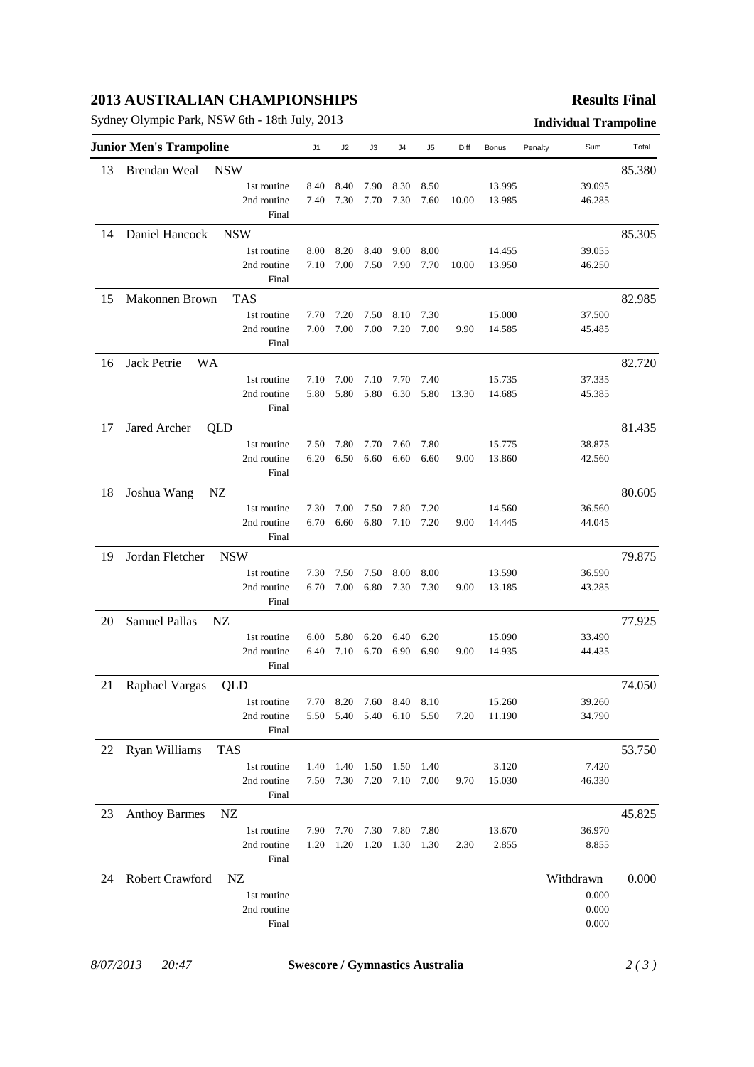# 2013 AUSTRALIAN CHAMPIONSHIPS

**Results Final**

Sydney Olympic Park, NSW 6th - 18th July, 2013

**Individual Trampoline**

| **Junior Men's Trampoline** | | J1 | J2 | J3 | J4 | J5 | Diff | Bonus | Penalty | Sum | Total |
|---|---|---|---|---|---|---|---|---|---|---|---|
| 13 | Brendan Weal NSW | | | | | | | | | | 85.380 |
| | 1st routine | 8.40 | 8.40 | 7.90 | 8.30 | 8.50 | | 13.995 | | 39.095 | |
| | 2nd routine | 7.40 | 7.30 | 7.70 | 7.30 | 7.60 | 10.00 | 13.985 | | 46.285 | |
| | Final | | | | | | | | | | |
| 14 | Daniel Hancock NSW | | | | | | | | | | 85.305 |
| | 1st routine | 8.00 | 8.20 | 8.40 | 9.00 | 8.00 | | 14.455 | | 39.055 | |
| | 2nd routine | 7.10 | 7.00 | 7.50 | 7.90 | 7.70 | 10.00 | 13.950 | | 46.250 | |
| | Final | | | | | | | | | | |
| 15 | Makonnen Brown TAS | | | | | | | | | | 82.985 |
| | 1st routine | 7.70 | 7.20 | 7.50 | 8.10 | 7.30 | | 15.000 | | 37.500 | |
| | 2nd routine | 7.00 | 7.00 | 7.00 | 7.20 | 7.00 | 9.90 | 14.585 | | 45.485 | |
| | Final | | | | | | | | | | |
| 16 | Jack Petrie WA | | | | | | | | | | 82.720 |
| | 1st routine | 7.10 | 7.00 | 7.10 | 7.70 | 7.40 | | 15.735 | | 37.335 | |
| | 2nd routine | 5.80 | 5.80 | 5.80 | 6.30 | 5.80 | 13.30 | 14.685 | | 45.385 | |
| | Final | | | | | | | | | | |
| 17 | Jared Archer QLD | | | | | | | | | | 81.435 |
| | 1st routine | 7.50 | 7.80 | 7.70 | 7.60 | 7.80 | | 15.775 | | 38.875 | |
| | 2nd routine | 6.20 | 6.50 | 6.60 | 6.60 | 6.60 | 9.00 | 13.860 | | 42.560 | |
| | Final | | | | | | | | | | |
| 18 | Joshua Wang NZ | | | | | | | | | | 80.605 |
| | 1st routine | 7.30 | 7.00 | 7.50 | 7.80 | 7.20 | | 14.560 | | 36.560 | |
| | 2nd routine | 6.70 | 6.60 | 6.80 | 7.10 | 7.20 | 9.00 | 14.445 | | 44.045 | |
| | Final | | | | | | | | | | |
| 19 | Jordan Fletcher NSW | | | | | | | | | | 79.875 |
| | 1st routine | 7.30 | 7.50 | 7.50 | 8.00 | 8.00 | | 13.590 | | 36.590 | |
| | 2nd routine | 6.70 | 7.00 | 6.80 | 7.30 | 7.30 | 9.00 | 13.185 | | 43.285 | |
| | Final | | | | | | | | | | |
| 20 | Samuel Pallas NZ | | | | | | | | | | 77.925 |
| | 1st routine | 6.00 | 5.80 | 6.20 | 6.40 | 6.20 | | 15.090 | | 33.490 | |
| | 2nd routine | 6.40 | 7.10 | 6.70 | 6.90 | 6.90 | 9.00 | 14.935 | | 44.435 | |
| | Final | | | | | | | | | | |
| 21 | Raphael Vargas QLD | | | | | | | | | | 74.050 |
| | 1st routine | 7.70 | 8.20 | 7.60 | 8.40 | 8.10 | | 15.260 | | 39.260 | |
| | 2nd routine | 5.50 | 5.40 | 5.40 | 6.10 | 5.50 | 7.20 | 11.190 | | 34.790 | |
| | Final | | | | | | | | | | |
| 22 | Ryan Williams TAS | | | | | | | | | | 53.750 |
| | 1st routine | 1.40 | 1.40 | 1.50 | 1.50 | 1.40 | | 3.120 | | 7.420 | |
| | 2nd routine | 7.50 | 7.30 | 7.20 | 7.10 | 7.00 | 9.70 | 15.030 | | 46.330 | |
| | Final | | | | | | | | | | |
| 23 | Anthoy Barmes NZ | | | | | | | | | | 45.825 |
| | 1st routine | 7.90 | 7.70 | 7.30 | 7.80 | 7.80 | | 13.670 | | 36.970 | |
| | 2nd routine | 1.20 | 1.20 | 1.20 | 1.30 | 1.30 | 2.30 | 2.855 | | 8.855 | |
| | Final | | | | | | | | | | |
| 24 | Robert Crawford NZ | | | | | | | | | Withdrawn | 0.000 |
| | 1st routine | | | | | | | | | 0.000 | |
| | 2nd routine | | | | | | | | | 0.000 | |
| | Final | | | | | | | | | 0.000 | |

*8/07/2013 20:47* **Swescore / Gymnastics Australia**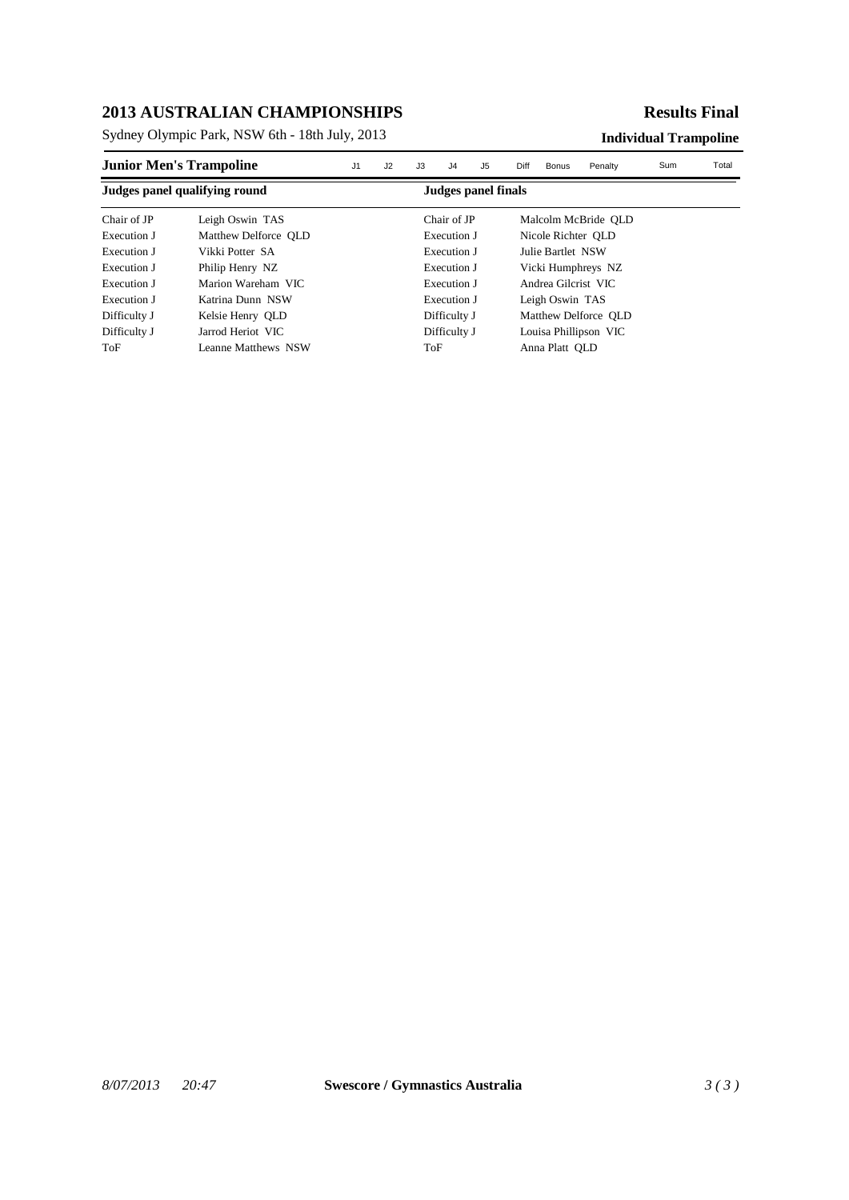# 2013 AUSTRALIAN CHAMPIONSHIPS

**Results Final**

Sydney Olympic Park, NSW 6th - 18th July, 2013

**Individual Trampoline**

## Junior Men's Trampoline

J1 J2 J3 J4 J5 Diff Bonus Penalty Sum Total

| Judges panel qualifying round | | Judges panel finals | |
|---|---|---|---|
| Chair of JP | Leigh Oswin TAS | Chair of JP | Malcolm McBride QLD |
| Execution J | Matthew Delforce QLD | Execution J | Nicole Richter QLD |
| Execution J | Vikki Potter SA | Execution J | Julie Bartlet NSW |
| Execution J | Philip Henry NZ | Execution J | Vicki Humphreys NZ |
| Execution J | Marion Wareham VIC | Execution J | Andrea Gilcrist VIC |
| Execution J | Katrina Dunn NSW | Execution J | Leigh Oswin TAS |
| Difficulty J | Kelsie Henry QLD | Difficulty J | Matthew Delforce QLD |
| Difficulty J | Jarrod Heriot VIC | Difficulty J | Louisa Phillipson VIC |
| ToF | Leanne Matthews NSW | ToF | Anna Platt QLD |

*8/07/2013 20:47* **Swescore / Gymnastics Australia**